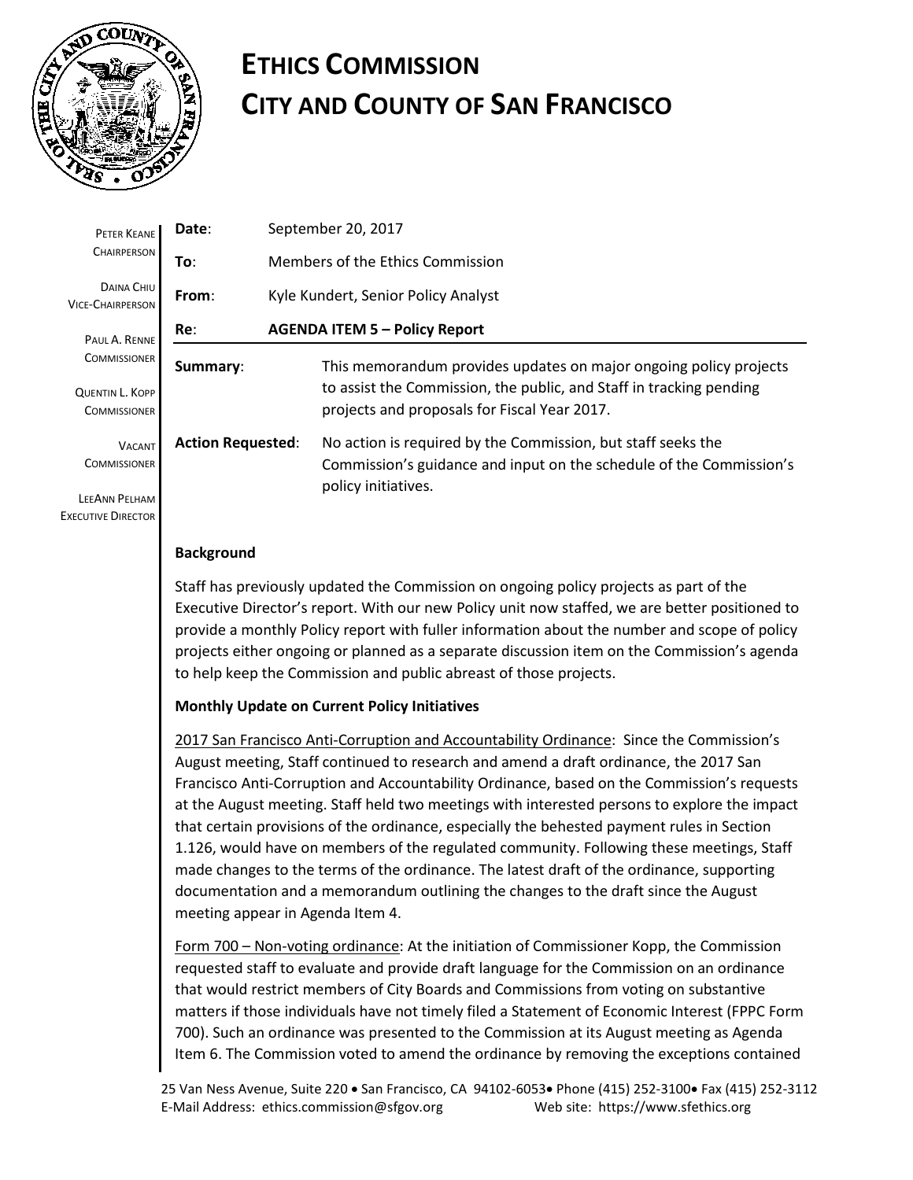# ETHICS COMMISSION
# CITY AND COUNTY OF SAN FRANCISCO

PETER KEANE
CHAIRPERSON

DAINA CHIU
VICE-CHAIRPERSON

PAUL A. RENNE
COMMISSIONER

QUENTIN L. KOPP
COMMISSIONER

VACANT
COMMISSIONER

LEEANN PELHAM
EXECUTIVE DIRECTOR

**Date**: September 20, 2017

**To**: Members of the Ethics Commission

**From**: Kyle Kundert, Senior Policy Analyst

**Re**: **AGENDA ITEM 5 – Policy Report**

**Summary**: This memorandum provides updates on major ongoing policy projects to assist the Commission, the public, and Staff in tracking pending projects and proposals for Fiscal Year 2017.

**Action Requested**: No action is required by the Commission, but staff seeks the Commission's guidance and input on the schedule of the Commission's policy initiatives.

**Background**

Staff has previously updated the Commission on ongoing policy projects as part of the Executive Director's report. With our new Policy unit now staffed, we are better positioned to provide a monthly Policy report with fuller information about the number and scope of policy projects either ongoing or planned as a separate discussion item on the Commission's agenda to help keep the Commission and public abreast of those projects.

**Monthly Update on Current Policy Initiatives**

2017 San Francisco Anti-Corruption and Accountability Ordinance: Since the Commission's August meeting, Staff continued to research and amend a draft ordinance, the 2017 San Francisco Anti-Corruption and Accountability Ordinance, based on the Commission's requests at the August meeting. Staff held two meetings with interested persons to explore the impact that certain provisions of the ordinance, especially the behested payment rules in Section 1.126, would have on members of the regulated community. Following these meetings, Staff made changes to the terms of the ordinance. The latest draft of the ordinance, supporting documentation and a memorandum outlining the changes to the draft since the August meeting appear in Agenda Item 4.

Form 700 – Non-voting ordinance: At the initiation of Commissioner Kopp, the Commission requested staff to evaluate and provide draft language for the Commission on an ordinance that would restrict members of City Boards and Commissions from voting on substantive matters if those individuals have not timely filed a Statement of Economic Interest (FPPC Form 700). Such an ordinance was presented to the Commission at its August meeting as Agenda Item 6. The Commission voted to amend the ordinance by removing the exceptions contained

25 Van Ness Avenue, Suite 220 • San Francisco, CA 94102-6053• Phone (415) 252-3100• Fax (415) 252-3112
E-Mail Address: ethics.commission@sfgov.org Web site: https://www.sfethics.org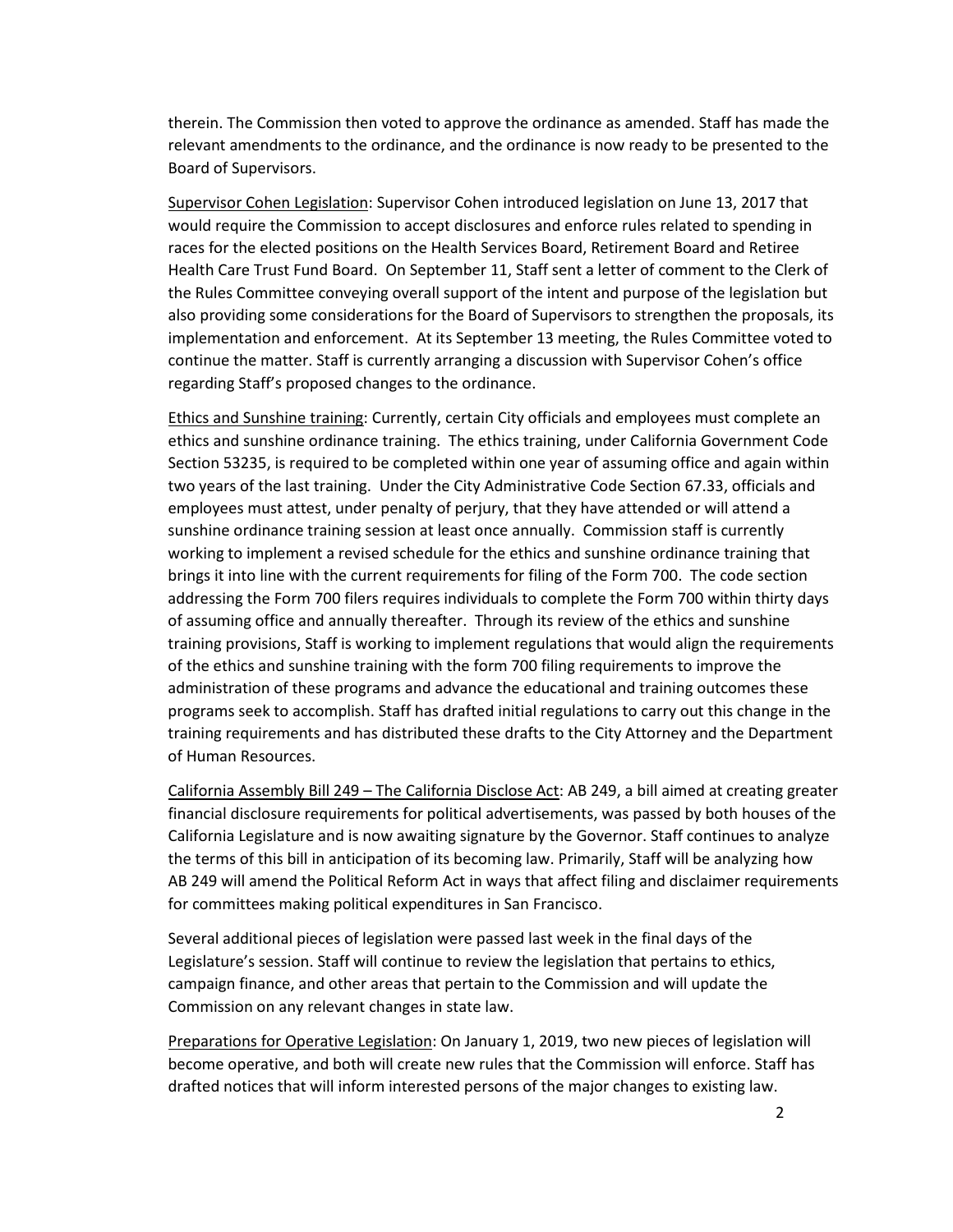therein. The Commission then voted to approve the ordinance as amended. Staff has made the relevant amendments to the ordinance, and the ordinance is now ready to be presented to the Board of Supervisors.

<u>Supervisor Cohen Legislation</u>: Supervisor Cohen introduced legislation on June 13, 2017 that would require the Commission to accept disclosures and enforce rules related to spending in races for the elected positions on the Health Services Board, Retirement Board and Retiree Health Care Trust Fund Board. On September 11, Staff sent a letter of comment to the Clerk of the Rules Committee conveying overall support of the intent and purpose of the legislation but also providing some considerations for the Board of Supervisors to strengthen the proposals, its implementation and enforcement. At its September 13 meeting, the Rules Committee voted to continue the matter. Staff is currently arranging a discussion with Supervisor Cohen's office regarding Staff's proposed changes to the ordinance.

<u>Ethics and Sunshine training</u>: Currently, certain City officials and employees must complete an ethics and sunshine ordinance training. The ethics training, under California Government Code Section 53235, is required to be completed within one year of assuming office and again within two years of the last training. Under the City Administrative Code Section 67.33, officials and employees must attest, under penalty of perjury, that they have attended or will attend a sunshine ordinance training session at least once annually. Commission staff is currently working to implement a revised schedule for the ethics and sunshine ordinance training that brings it into line with the current requirements for filing of the Form 700. The code section addressing the Form 700 filers requires individuals to complete the Form 700 within thirty days of assuming office and annually thereafter. Through its review of the ethics and sunshine training provisions, Staff is working to implement regulations that would align the requirements of the ethics and sunshine training with the form 700 filing requirements to improve the administration of these programs and advance the educational and training outcomes these programs seek to accomplish. Staff has drafted initial regulations to carry out this change in the training requirements and has distributed these drafts to the City Attorney and the Department of Human Resources.

<u>California Assembly Bill 249 – The California Disclose Act</u>: AB 249, a bill aimed at creating greater financial disclosure requirements for political advertisements, was passed by both houses of the California Legislature and is now awaiting signature by the Governor. Staff continues to analyze the terms of this bill in anticipation of its becoming law. Primarily, Staff will be analyzing how AB 249 will amend the Political Reform Act in ways that affect filing and disclaimer requirements for committees making political expenditures in San Francisco.

Several additional pieces of legislation were passed last week in the final days of the Legislature's session. Staff will continue to review the legislation that pertains to ethics, campaign finance, and other areas that pertain to the Commission and will update the Commission on any relevant changes in state law.

<u>Preparations for Operative Legislation</u>: On January 1, 2019, two new pieces of legislation will become operative, and both will create new rules that the Commission will enforce. Staff has drafted notices that will inform interested persons of the major changes to existing law.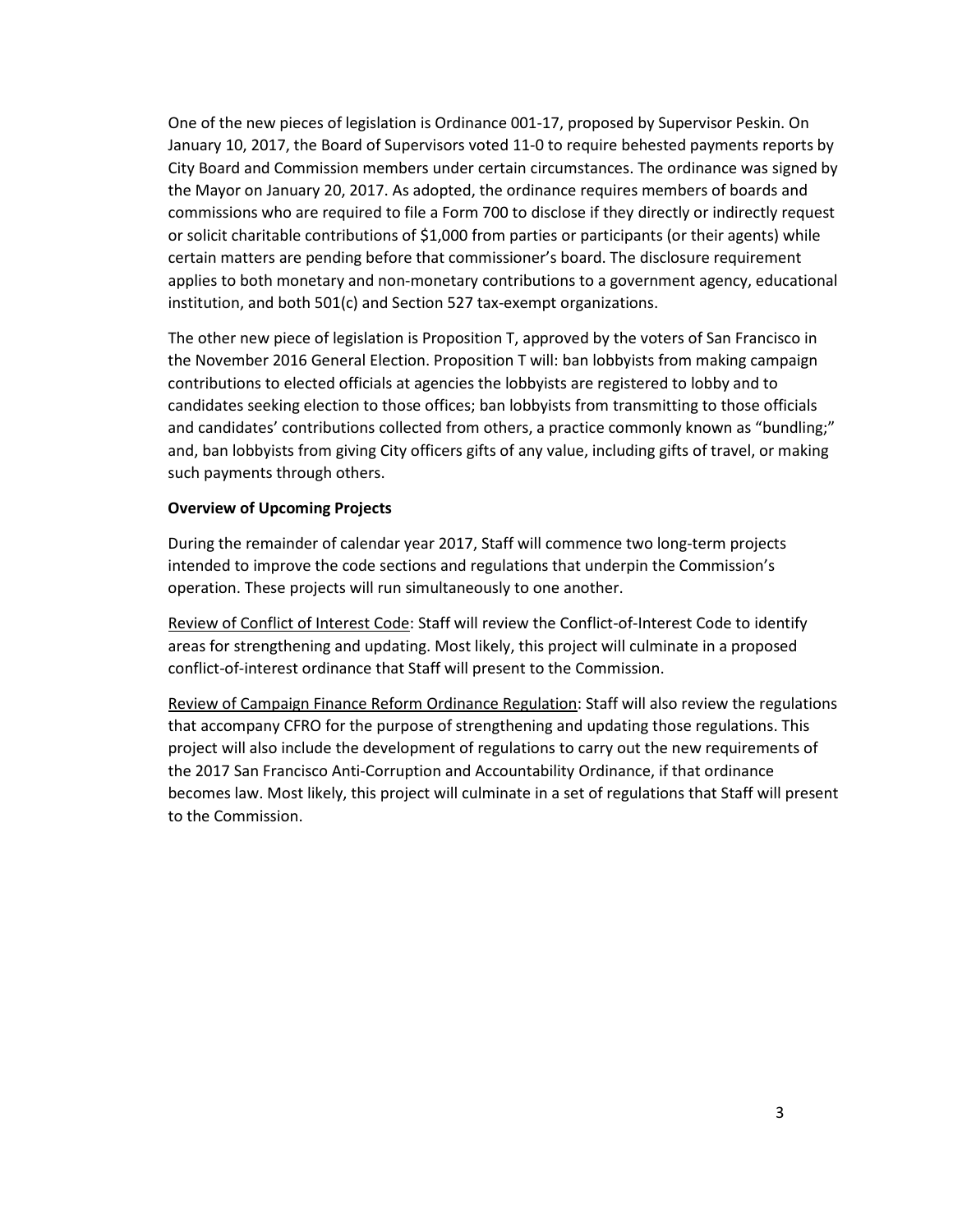One of the new pieces of legislation is Ordinance 001-17, proposed by Supervisor Peskin. On January 10, 2017, the Board of Supervisors voted 11-0 to require behested payments reports by City Board and Commission members under certain circumstances. The ordinance was signed by the Mayor on January 20, 2017. As adopted, the ordinance requires members of boards and commissions who are required to file a Form 700 to disclose if they directly or indirectly request or solicit charitable contributions of $1,000 from parties or participants (or their agents) while certain matters are pending before that commissioner's board. The disclosure requirement applies to both monetary and non-monetary contributions to a government agency, educational institution, and both 501(c) and Section 527 tax-exempt organizations.

The other new piece of legislation is Proposition T, approved by the voters of San Francisco in the November 2016 General Election. Proposition T will: ban lobbyists from making campaign contributions to elected officials at agencies the lobbyists are registered to lobby and to candidates seeking election to those offices; ban lobbyists from transmitting to those officials and candidates' contributions collected from others, a practice commonly known as "bundling;" and, ban lobbyists from giving City officers gifts of any value, including gifts of travel, or making such payments through others.

**Overview of Upcoming Projects**

During the remainder of calendar year 2017, Staff will commence two long-term projects intended to improve the code sections and regulations that underpin the Commission's operation. These projects will run simultaneously to one another.

<u>Review of Conflict of Interest Code</u>: Staff will review the Conflict-of-Interest Code to identify areas for strengthening and updating. Most likely, this project will culminate in a proposed conflict-of-interest ordinance that Staff will present to the Commission.

<u>Review of Campaign Finance Reform Ordinance Regulation</u>: Staff will also review the regulations that accompany CFRO for the purpose of strengthening and updating those regulations. This project will also include the development of regulations to carry out the new requirements of the 2017 San Francisco Anti-Corruption and Accountability Ordinance, if that ordinance becomes law. Most likely, this project will culminate in a set of regulations that Staff will present to the Commission.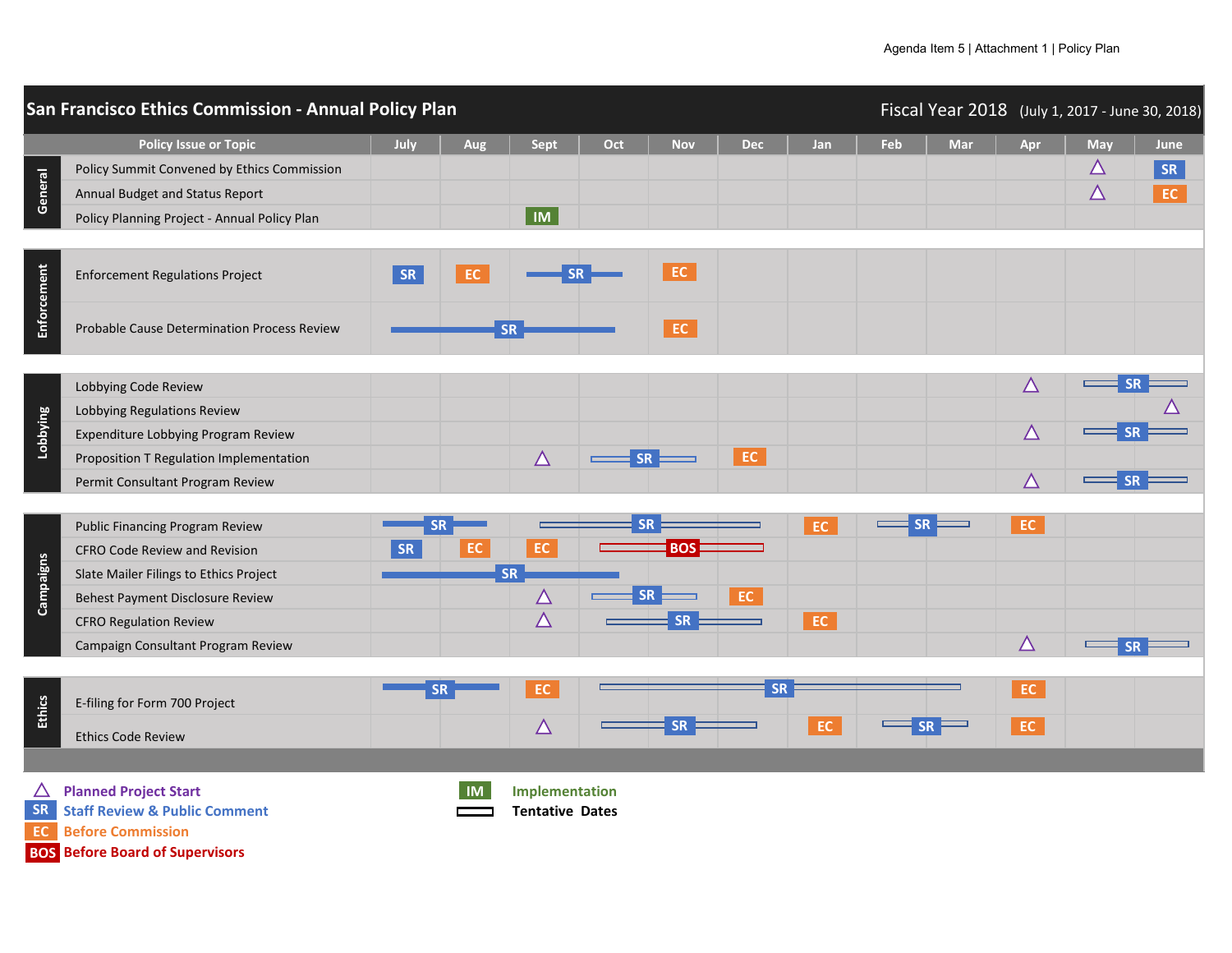# San Francisco Ethics Commission - Annual Policy Plan

Fiscal Year 2018 (July 1, 2017 - June 30, 2018)

| | Policy Issue or Topic | July | Aug | Sept | Oct | Nov | Dec | Jan | Feb | Mar | Apr | May | June |
|---|---|---|---|---|---|---|---|---|---|---|---|---|---|
| General | Policy Summit Convened by Ethics Commission | | | | | | | | | | | △ | SR |
| | Annual Budget and Status Report | | | | | | | | | | | △ | EC |
| | Policy Planning Project - Annual Policy Plan | | | IM | | | | | | | | | |
| Enforcement | Enforcement Regulations Project | SR | EC | | SR | EC | | | | | | | |
| | Probable Cause Determination Process Review | | | SR | | EC | | | | | | | |
| Lobbying | Lobbying Code Review | | | | | | | | | | △ | | SR |
| | Lobbying Regulations Review | | | | | | | | | | | | △ |
| | Expenditure Lobbying Program Review | | | | | | | | | | △ | | SR |
| | Proposition T Regulation Implementation | | | △ | SR | | EC | | | | | | |
| | Permit Consultant Program Review | | | | | | | | | | △ | | SR |
| Campaigns | Public Financing Program Review | SR | | | SR | | | EC | SR | | EC | | |
| | CFRO Code Review and Revision | SR | EC | EC | | BOS | | | | | | | |
| | Slate Mailer Filings to Ethics Project | | | SR | | | | | | | | | |
| | Behest Payment Disclosure Review | | | △ | SR | | EC | | | | | | |
| | CFRO Regulation Review | | | △ | | SR | | EC | | | | | |
| | Campaign Consultant Program Review | | | | | | | | | | △ | | SR |
| Ethics | E-filing for Form 700 Project | SR | | EC | | | | SR | | | EC | | |
| | Ethics Code Review | | | △ | | SR | | EC | SR | | EC | | |

△ Planned Project Start

SR Staff Review & Public Comment

EC Before Commission

BOS Before Board of Supervisors

IM Implementation

▭ Tentative Dates